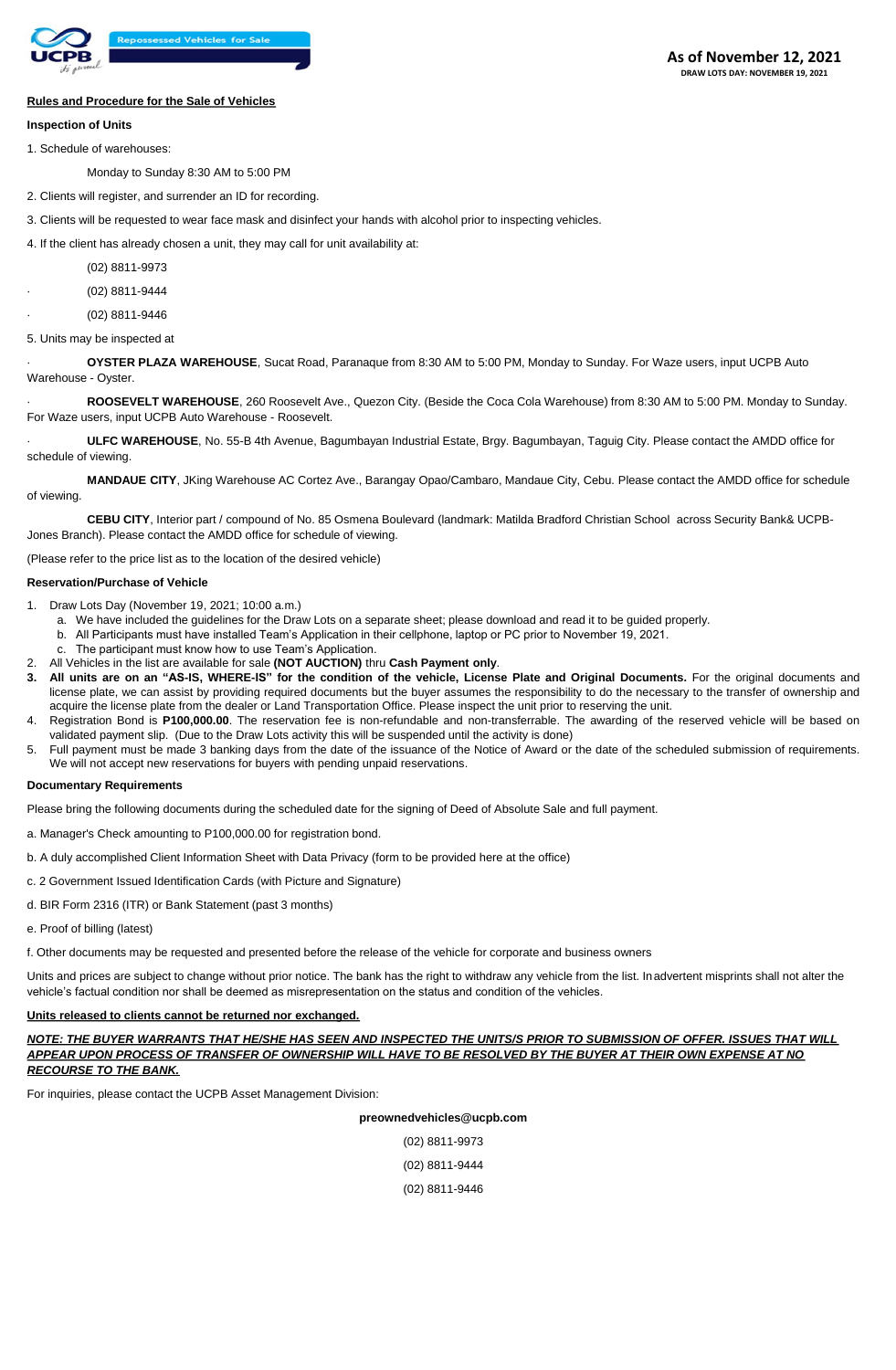Repossessed Vehicles for Sale

**As of November 12, 2021**

**DRAW LOTS DAY: NOVEMBER 19, 2021**

**Rules and Procedure for the Sale of Vehicles**

**Inspection of Units**

1. Schedule of warehouses:

   Monday to Sunday 8:30 AM to 5:00 PM

2. Clients will register, and surrender an ID for recording.

3. Clients will be requested to wear face mask and disinfect your hands with alcohol prior to inspecting vehicles.

4. If the client has already chosen a unit, they may call for unit availability at:

   (02) 8811-9973

   · (02) 8811-9444

   · (02) 8811-9446

5. Units may be inspected at

· **OYSTER PLAZA WAREHOUSE**, Sucat Road, Paranaque from 8:30 AM to 5:00 PM, Monday to Sunday. For Waze users, input UCPB Auto Warehouse - Oyster.

· **ROOSEVELT WAREHOUSE**, 260 Roosevelt Ave., Quezon City. (Beside the Coca Cola Warehouse) from 8:30 AM to 5:00 PM. Monday to Sunday. For Waze users, input UCPB Auto Warehouse - Roosevelt.

· **ULFC WAREHOUSE**, No. 55-B 4th Avenue, Bagumbayan Industrial Estate, Brgy. Bagumbayan, Taguig City. Please contact the AMDD office for schedule of viewing.

**MANDAUE CITY**, JKing Warehouse AC Cortez Ave., Barangay Opao/Cambaro, Mandaue City, Cebu. Please contact the AMDD office for schedule of viewing.

**CEBU CITY**, Interior part / compound of No. 85 Osmena Boulevard (landmark: Matilda Bradford Christian School across Security Bank& UCPB-Jones Branch). Please contact the AMDD office for schedule of viewing.

(Please refer to the price list as to the location of the desired vehicle)

**Reservation/Purchase of Vehicle**

1. Draw Lots Day (November 19, 2021; 10:00 a.m.)
   a. We have included the guidelines for the Draw Lots on a separate sheet; please download and read it to be guided properly.
   b. All Participants must have installed Team's Application in their cellphone, laptop or PC prior to November 19, 2021.
   c. The participant must know how to use Team's Application.
2. All Vehicles in the list are available for sale **(NOT AUCTION)** thru **Cash Payment only**.
3. **All units are on an "AS-IS, WHERE-IS" for the condition of the vehicle, License Plate and Original Documents.** For the original documents and license plate, we can assist by providing required documents but the buyer assumes the responsibility to do the necessary to the transfer of ownership and acquire the license plate from the dealer or Land Transportation Office. Please inspect the unit prior to reserving the unit.
4. Registration Bond is **P100,000.00**. The reservation fee is non-refundable and non-transferrable. The awarding of the reserved vehicle will be based on validated payment slip. (Due to the Draw Lots activity this will be suspended until the activity is done)
5. Full payment must be made 3 banking days from the date of the issuance of the Notice of Award or the date of the scheduled submission of requirements. We will not accept new reservations for buyers with pending unpaid reservations.

**Documentary Requirements**

Please bring the following documents during the scheduled date for the signing of Deed of Absolute Sale and full payment.

a. Manager's Check amounting to P100,000.00 for registration bond.

b. A duly accomplished Client Information Sheet with Data Privacy (form to be provided here at the office)

c. 2 Government Issued Identification Cards (with Picture and Signature)

d. BIR Form 2316 (ITR) or Bank Statement (past 3 months)

e. Proof of billing (latest)

f. Other documents may be requested and presented before the release of the vehicle for corporate and business owners

Units and prices are subject to change without prior notice. The bank has the right to withdraw any vehicle from the list. Inadvertent misprints shall not alter the vehicle's factual condition nor shall be deemed as misrepresentation on the status and condition of the vehicles.

**Units released to clients cannot be returned nor exchanged.**

***NOTE: THE BUYER WARRANTS THAT HE/SHE HAS SEEN AND INSPECTED THE UNITS/S PRIOR TO SUBMISSION OF OFFER. ISSUES THAT WILL APPEAR UPON PROCESS OF TRANSFER OF OWNERSHIP WILL HAVE TO BE RESOLVED BY THE BUYER AT THEIR OWN EXPENSE AT NO RECOURSE TO THE BANK.***

For inquiries, please contact the UCPB Asset Management Division:

**preownedvehicles@ucpb.com**

(02) 8811-9973

(02) 8811-9444

(02) 8811-9446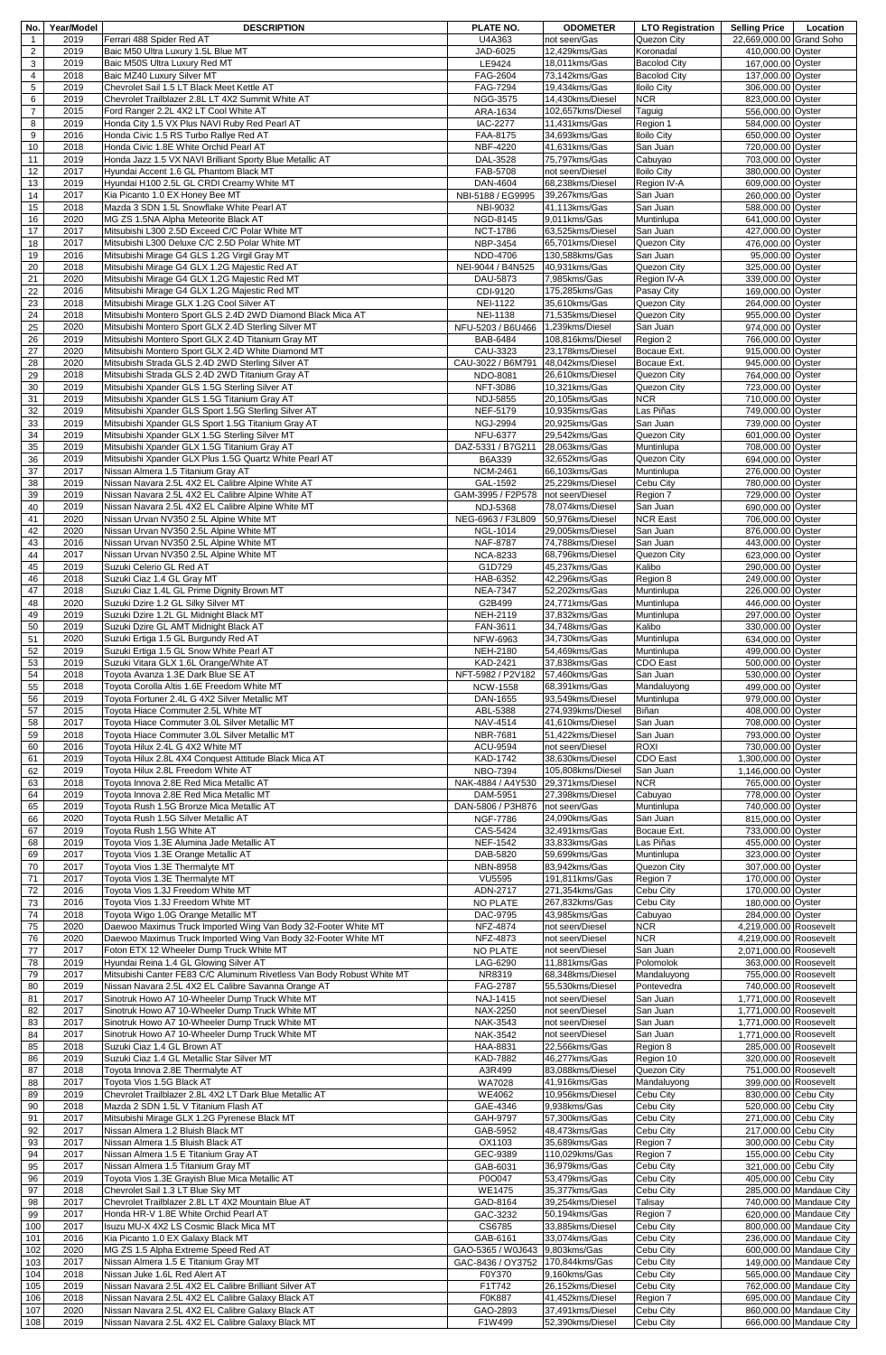| No. | Year/Model | DESCRIPTION | PLATE NO. | ODOMETER | LTO Registration | Selling Price | Location |
|---|---|---|---|---|---|---|---|
| 1 | 2019 | Ferrari 488 Spider Red AT | U4A363 | not seen/Gas | Quezon City | 22,669,000.00 | Grand Soho |
| 2 | 2019 | Baic M50 Ultra Luxury 1.5L Blue MT | JAD-6025 | 12,429kms/Gas | Koronadal | 410,000.00 | Oyster |
| 3 | 2019 | Baic M50S Ultra Luxury Red MT | LE9424 | 18,011kms/Gas | Bacolod City | 167,000.00 | Oyster |
| 4 | 2018 | Baic MZ40 Luxury Silver MT | FAG-2604 | 73,142kms/Gas | Bacolod City | 137,000.00 | Oyster |
| 5 | 2019 | Chevrolet Sail 1.5 LT Black Meet Kettle AT | FAG-7294 | 19,434kms/Gas | Iloilo City | 306,000.00 | Oyster |
| 6 | 2019 | Chevrolet Trailblazer 2.8L LT 4X2 Summit White AT | NGG-3575 | 14,430kms/Diesel | NCR | 823,000.00 | Oyster |
| 7 | 2015 | Ford Ranger 2.2L 4X2 LT Cool White AT | ARA-1634 | 102,657kms/Diesel | Taguig | 556,000.00 | Oyster |
| 8 | 2019 | Honda City 1.5 VX Plus NAVI Ruby Red Pearl AT | IAC-2277 | 11,431kms/Gas | Region 1 | 584,000.00 | Oyster |
| 9 | 2016 | Honda Civic 1.5 RS Turbo Rallye Red AT | FAA-8175 | 34,693kms/Gas | Iloilo City | 650,000.00 | Oyster |
| 10 | 2018 | Honda Civic 1.8E White Orchid Pearl AT | NBF-4220 | 41,631kms/Gas | San Juan | 720,000.00 | Oyster |
| 11 | 2019 | Honda Jazz 1.5 VX NAVI Brilliant Sporty Blue Metallic AT | DAL-3528 | 75,797kms/Gas | Cabuyao | 703,000.00 | Oyster |
| 12 | 2017 | Hyundai Accent 1.6 GL Phantom Black MT | FAB-5708 | not seen/Diesel | Iloilo City | 380,000.00 | Oyster |
| 13 | 2019 | Hyundai H100 2.5L GL CRDI Creamy White MT | DAN-4604 | 68,238kms/Diesel | Region IV-A | 609,000.00 | Oyster |
| 14 | 2017 | Kia Picanto 1.0 EX Honey Bee MT | NBI-5188 / EG9995 | 39,267kms/Gas | San Juan | 260,000.00 | Oyster |
| 15 | 2018 | Mazda 3 SDN 1.5L Snowflake White Pearl AT | NBI-9032 | 41,113kms/Gas | San Juan | 588,000.00 | Oyster |
| 16 | 2020 | MG ZS 1.5NA Alpha Meteorite Black AT | NGD-8145 | 9,011kms/Gas | Muntinlupa | 641,000.00 | Oyster |
| 17 | 2017 | Mitsubishi L300 2.5D Exceed C/C Polar White MT | NCT-1786 | 63,525kms/Diesel | San Juan | 427,000.00 | Oyster |
| 18 | 2017 | Mitsubishi L300 Deluxe C/C 2.5D Polar White MT | NBP-3454 | 65,701kms/Diesel | Quezon City | 476,000.00 | Oyster |
| 19 | 2016 | Mitsubishi Mirage G4 GLS 1.2G Virgil Gray MT | NDD-4706 | 130,588kms/Gas | San Juan | 95,000.00 | Oyster |
| 20 | 2018 | Mitsubishi Mirage G4 GLX 1.2G Majestic Red AT | NEI-9044 / B4N525 | 40,931kms/Gas | Quezon City | 325,000.00 | Oyster |
| 21 | 2020 | Mitsubishi Mirage G4 GLX 1.2G Majestic Red MT | DAU-5873 | 7,985kms/Gas | Region IV-A | 339,000.00 | Oyster |
| 22 | 2016 | Mitsubishi Mirage G4 GLX 1.2G Majestic Red MT | CDI-9120 | 175,285kms/Gas | Pasay City | 169,000.00 | Oyster |
| 23 | 2018 | Mitsubishi Mirage GLX 1.2G Cool Silver AT | NEI-1122 | 35,610kms/Gas | Quezon City | 264,000.00 | Oyster |
| 24 | 2018 | Mitsubishi Montero Sport GLS 2.4D 2WD Diamond Black Mica AT | NEI-1138 | 71,535kms/Diesel | Quezon City | 955,000.00 | Oyster |
| 25 | 2020 | Mitsubishi Montero Sport GLX 2.4D Sterling Silver MT | NFU-5203 / B6U466 | 1,239kms/Diesel | San Juan | 974,000.00 | Oyster |
| 26 | 2019 | Mitsubishi Montero Sport GLX 2.4D Titanium Gray MT | BAB-6484 | 108,816kms/Diesel | Region 2 | 766,000.00 | Oyster |
| 27 | 2020 | Mitsubishi Montero Sport GLX 2.4D White Diamond MT | CAU-3323 | 23,178kms/Diesel | Bocaue Ext. | 915,000.00 | Oyster |
| 28 | 2020 | Mitsubishi Strada GLS 2.4D 2WD Sterling Silver AT | CAU-3022 / B6M791 | 48,042kms/Diesel | Bocaue Ext. | 945,000.00 | Oyster |
| 29 | 2018 | Mitsubishi Strada GLS 2.4D 2WD Titanium Gray AT | NDO-8081 | 26,610kms/Diesel | Quezon City | 764,000.00 | Oyster |
| 30 | 2019 | Mitsubishi Xpander GLS 1.5G Sterling Silver AT | NFT-3086 | 10,321kms/Gas | Quezon City | 723,000.00 | Oyster |
| 31 | 2019 | Mitsubishi Xpander GLS 1.5G Titanium Gray AT | NDJ-5855 | 20,105kms/Gas | NCR | 710,000.00 | Oyster |
| 32 | 2019 | Mitsubishi Xpander GLS Sport 1.5G Sterling Silver AT | NEF-5179 | 10,935kms/Gas | Las Piñas | 749,000.00 | Oyster |
| 33 | 2019 | Mitsubishi Xpander GLS Sport 1.5G Titanium Gray AT | NGJ-2994 | 20,925kms/Gas | San Juan | 739,000.00 | Oyster |
| 34 | 2019 | Mitsubishi Xpander GLX 1.5G Sterling Silver MT | NFU-6377 | 29,542kms/Gas | Quezon City | 601,000.00 | Oyster |
| 35 | 2019 | Mitsubishi Xpander GLX 1.5G Titanium Gray AT | DAZ-5331 / B7G211 | 28,063kms/Gas | Muntinlupa | 708,000.00 | Oyster |
| 36 | 2019 | Mitsubishi Xpander GLX Plus 1.5G Quartz White Pearl AT | B6A339 | 32,652kms/Gas | Quezon City | 694,000.00 | Oyster |
| 37 | 2017 | Nissan Almera 1.5 Titanium Gray AT | NCM-2461 | 66,103kms/Gas | Muntinlupa | 276,000.00 | Oyster |
| 38 | 2019 | Nissan Navara 2.5L 4X2 EL Calibre Alpine White AT | GAL-1592 | 25,229kms/Diesel | Cebu City | 780,000.00 | Oyster |
| 39 | 2019 | Nissan Navara 2.5L 4X2 EL Calibre Alpine White AT | GAM-3995 / F2P578 | not seen/Diesel | Region 7 | 729,000.00 | Oyster |
| 40 | 2019 | Nissan Navara 2.5L 4X2 EL Calibre Alpine White AT | NDJ-5368 | 78,074kms/Diesel | San Juan | 690,000.00 | Oyster |
| 41 | 2020 | Nissan Urvan NV350 2.5L Alpine White MT | NEG-6963 / F3L809 | 50,976kms/Diesel | NCR East | 706,000.00 | Oyster |
| 42 | 2020 | Nissan Urvan NV350 2.5L Alpine White MT | NGL-1014 | 29,005kms/Diesel | San Juan | 876,000.00 | Oyster |
| 43 | 2016 | Nissan Urvan NV350 2.5L Alpine White MT | NAF-8787 | 74,788kms/Diesel | San Juan | 443,000.00 | Oyster |
| 44 | 2017 | Nissan Urvan NV350 2.5L Alpine White MT | NCA-8233 | 68,796kms/Diesel | Quezon City | 623,000.00 | Oyster |
| 45 | 2019 | Suzuki Celerio GL Red AT | G1D729 | 45,237kms/Gas | Kalibo | 290,000.00 | Oyster |
| 46 | 2018 | Suzuki Ciaz 1.4 GL Gray MT | HAB-6352 | 42,296kms/Gas | Region 8 | 249,000.00 | Oyster |
| 47 | 2018 | Suzuki Ciaz 1.4L GL Prime Dignity Brown MT | NEA-7347 | 52,202kms/Gas | Muntinlupa | 226,000.00 | Oyster |
| 48 | 2020 | Suzuki Dzire 1.2 GL Silky Silver MT | G2B499 | 24,771kms/Gas | Muntinlupa | 446,000.00 | Oyster |
| 49 | 2019 | Suzuki Dzire 1.2L GL Midnight Black MT | NEH-2119 | 37,832kms/Gas | Muntinlupa | 297,000.00 | Oyster |
| 50 | 2019 | Suzuki Dzire GL AMT Midnight Black AT | FAN-3611 | 34,748kms/Gas | Kalibo | 330,000.00 | Oyster |
| 51 | 2020 | Suzuki Ertiga 1.5 GL Burgundy Red AT | NFW-6963 | 34,730kms/Gas | Muntinlupa | 634,000.00 | Oyster |
| 52 | 2019 | Suzuki Ertiga 1.5 GL Snow White Pearl AT | NEH-2180 | 54,469kms/Gas | Muntinlupa | 499,000.00 | Oyster |
| 53 | 2019 | Suzuki Vitara GLX 1.6L Orange/White AT | KAD-2421 | 37,838kms/Gas | CDO East | 500,000.00 | Oyster |
| 54 | 2018 | Toyota Avanza 1.3E Dark Blue SE AT | NFT-5982 / P2V182 | 57,460kms/Gas | San Juan | 530,000.00 | Oyster |
| 55 | 2018 | Toyota Corolla Altis 1.6E Freedom White MT | NCW-1558 | 68,391kms/Gas | Mandaluyong | 499,000.00 | Oyster |
| 56 | 2019 | Toyota Fortuner 2.4L G 4X2 Silver Metallic MT | DAN-1655 | 93,549kms/Diesel | Muntinlupa | 979,000.00 | Oyster |
| 57 | 2015 | Toyota Hiace Commuter 2.5L White MT | ABL-5388 | 274,939kms/Diesel | Biñan | 408,000.00 | Oyster |
| 58 | 2017 | Toyota Hiace Commuter 3.0L Silver Metallic MT | NAV-4514 | 41,610kms/Diesel | San Juan | 708,000.00 | Oyster |
| 59 | 2018 | Toyota Hiace Commuter 3.0L Silver Metallic MT | NBR-7681 | 51,422kms/Diesel | San Juan | 793,000.00 | Oyster |
| 60 | 2016 | Toyota Hilux 2.4L G 4X2 White MT | ACU-9594 | not seen/Diesel | ROXI | 730,000.00 | Oyster |
| 61 | 2019 | Toyota Hilux 2.8L 4X4 Conquest Attitude Black Mica AT | KAD-1742 | 38,630kms/Diesel | CDO East | 1,300,000.00 | Oyster |
| 62 | 2019 | Toyota Hilux 2.8L Freedom White AT | NBO-7394 | 105,808kms/Diesel | San Juan | 1,146,000.00 | Oyster |
| 63 | 2018 | Toyota Innova 2.8E Red Mica Metallic AT | NAK-4884 / A4Y530 | 29,371kms/Diesel | NCR | 765,000.00 | Oyster |
| 64 | 2019 | Toyota Innova 2.8E Red Mica Metallic MT | DAM-5951 | 27,398kms/Diesel | Cabuyao | 778,000.00 | Oyster |
| 65 | 2019 | Toyota Rush 1.5G Bronze Mica Metallic AT | DAN-5806 / P3H876 | not seen/Gas | Muntinlupa | 740,000.00 | Oyster |
| 66 | 2020 | Toyota Rush 1.5G Silver Metallic AT | NGF-7786 | 24,090kms/Gas | San Juan | 815,000.00 | Oyster |
| 67 | 2019 | Toyota Rush 1.5G White AT | CAS-5424 | 32,491kms/Gas | Bocaue Ext. | 733,000.00 | Oyster |
| 68 | 2019 | Toyota Vios 1.3E Alumina Jade Metallic AT | NEF-1542 | 33,833kms/Gas | Las Piñas | 455,000.00 | Oyster |
| 69 | 2017 | Toyota Vios 1.3E Orange Metallic AT | DAB-5820 | 59,699kms/Gas | Muntinlupa | 323,000.00 | Oyster |
| 70 | 2017 | Toyota Vios 1.3E Thermalyte MT | NBN-8958 | 83,942kms/Gas | Quezon City | 307,000.00 | Oyster |
| 71 | 2017 | Toyota Vios 1.3E Thermalyte MT | VU5595 | 191,811kms/Gas | Region 7 | 170,000.00 | Oyster |
| 72 | 2016 | Toyota Vios 1.3J Freedom White MT | ADN-2717 | 271,354kms/Gas | Cebu City | 170,000.00 | Oyster |
| 73 | 2016 | Toyota Vios 1.3J Freedom White MT | NO PLATE | 267,832kms/Gas | Cebu City | 180,000.00 | Oyster |
| 74 | 2018 | Toyota Wigo 1.0G Orange Metallic MT | DAC-9795 | 43,985kms/Gas | Cabuyao | 284,000.00 | Oyster |
| 75 | 2020 | Daewoo Maximus Truck Imported Wing Van Body 32-Footer White MT | NFZ-4874 | not seen/Diesel | NCR | 4,219,000.00 | Roosevelt |
| 76 | 2020 | Daewoo Maximus Truck Imported Wing Van Body 32-Footer White MT | NFZ-4873 | not seen/Diesel | NCR | 4,219,000.00 | Roosevelt |
| 77 | 2017 | Foton ETX 12 Wheeler Dump Truck White MT | NO PLATE | not seen/Diesel | San Juan | 2,071,000.00 | Roosevelt |
| 78 | 2019 | Hyundai Reina 1.4 GL Glowing Silver AT | LAG-6290 | 11,881kms/Gas | Polomolok | 363,000.00 | Roosevelt |
| 79 | 2017 | Mitsubishi Canter FE83 C/C Aluminum Rivetless Van Body Robust White MT | NR8319 | 68,348kms/Diesel | Mandaluyong | 755,000.00 | Roosevelt |
| 80 | 2019 | Nissan Navara 2.5L 4X2 EL Calibre Savanna Orange AT | FAG-2787 | 55,530kms/Diesel | Pontevedra | 740,000.00 | Roosevelt |
| 81 | 2017 | Sinotruk Howo A7 10-Wheeler Dump Truck White MT | NAJ-1415 | not seen/Diesel | San Juan | 1,771,000.00 | Roosevelt |
| 82 | 2017 | Sinotruk Howo A7 10-Wheeler Dump Truck White MT | NAX-2250 | not seen/Diesel | San Juan | 1,771,000.00 | Roosevelt |
| 83 | 2017 | Sinotruk Howo A7 10-Wheeler Dump Truck White MT | NAK-3543 | not seen/Diesel | San Juan | 1,771,000.00 | Roosevelt |
| 84 | 2017 | Sinotruk Howo A7 10-Wheeler Dump Truck White MT | NAK-3542 | not seen/Diesel | San Juan | 1,771,000.00 | Roosevelt |
| 85 | 2018 | Suzuki Ciaz 1.4 GL Brown AT | HAA-8831 | 22,566kms/Gas | Region 8 | 285,000.00 | Roosevelt |
| 86 | 2019 | Suzuki Ciaz 1.4 GL Metallic Star Silver MT | KAD-7882 | 46,277kms/Gas | Region 10 | 320,000.00 | Roosevelt |
| 87 | 2018 | Toyota Innova 2.8E Thermalyte AT | A3R499 | 83,088kms/Diesel | Quezon City | 751,000.00 | Roosevelt |
| 88 | 2017 | Toyota Vios 1.5G Black AT | WA7028 | 41,916kms/Gas | Mandaluyong | 399,000.00 | Roosevelt |
| 89 | 2019 | Chevrolet Trailblazer 2.8L 4X2 LT Dark Blue Metallic AT | WE4062 | 10,956kms/Diesel | Cebu City | 830,000.00 | Cebu City |
| 90 | 2018 | Mazda 2 SDN 1.5L V Titanium Flash AT | GAE-4346 | 9,938kms/Gas | Cebu City | 520,000.00 | Cebu City |
| 91 | 2017 | Mitsubishi Mirage GLX 1.2G Pyrenese Black MT | GAH-9797 | 57,300kms/Gas | Cebu City | 271,000.00 | Cebu City |
| 92 | 2017 | Nissan Almera 1.2 Bluish Black MT | GAB-5952 | 48,473kms/Gas | Cebu City | 217,000.00 | Cebu City |
| 93 | 2017 | Nissan Almera 1.5 Bluish Black AT | OX1103 | 35,689kms/Gas | Region 7 | 300,000.00 | Cebu City |
| 94 | 2017 | Nissan Almera 1.5 E Titanium Gray AT | GEC-9389 | 110,029kms/Gas | Region 7 | 155,000.00 | Cebu City |
| 95 | 2017 | Nissan Almera 1.5 Titanium Gray MT | GAB-6031 | 36,979kms/Gas | Cebu City | 321,000.00 | Cebu City |
| 96 | 2019 | Toyota Vios 1.3E Grayish Blue Mica Metallic AT | P0O047 | 53,479kms/Gas | Cebu City | 405,000.00 | Cebu City |
| 97 | 2018 | Chevrolet Sail 1.3 LT Blue Sky MT | WE1475 | 35,377kms/Gas | Cebu City | 285,000.00 | Mandaue City |
| 98 | 2017 | Chevrolet Trailblazer 2.8L LT 4X2 Mountain Blue AT | GAD-8164 | 39,254kms/Diesel | Talisay | 740,000.00 | Mandaue City |
| 99 | 2017 | Honda HR-V 1.8E White Orchid Pearl AT | GAC-3232 | 50,194kms/Gas | Region 7 | 620,000.00 | Mandaue City |
| 100 | 2017 | Isuzu MU-X 4X2 LS Cosmic Black Mica MT | CS6785 | 33,885kms/Diesel | Cebu City | 800,000.00 | Mandaue City |
| 101 | 2016 | Kia Picanto 1.0 EX Galaxy Black MT | GAB-6161 | 33,074kms/Gas | Cebu City | 236,000.00 | Mandaue City |
| 102 | 2020 | MG ZS 1.5 Alpha Extreme Speed Red AT | GAO-5365 / W0J643 | 9,803kms/Gas | Cebu City | 600,000.00 | Mandaue City |
| 103 | 2017 | Nissan Almera 1.5 E Titanium Gray MT | GAC-8436 / OY3752 | 170,844kms/Gas | Cebu City | 149,000.00 | Mandaue City |
| 104 | 2018 | Nissan Juke 1.6L Red Alert AT | F0Y370 | 9,160kms/Gas | Cebu City | 565,000.00 | Mandaue City |
| 105 | 2019 | Nissan Navara 2.5L 4X2 EL Calibre Brilliant Silver AT | F1T742 | 26,152kms/Diesel | Cebu City | 762,000.00 | Mandaue City |
| 106 | 2018 | Nissan Navara 2.5L 4X2 EL Calibre Galaxy Black AT | F0K887 | 41,452kms/Diesel | Region 7 | 695,000.00 | Mandaue City |
| 107 | 2020 | Nissan Navara 2.5L 4X2 EL Calibre Galaxy Black AT | GAO-2893 | 37,491kms/Diesel | Cebu City | 860,000.00 | Mandaue City |
| 108 | 2019 | Nissan Navara 2.5L 4X2 EL Calibre Galaxy Black MT | F1W499 | 52,390kms/Diesel | Cebu City | 666,000.00 | Mandaue City |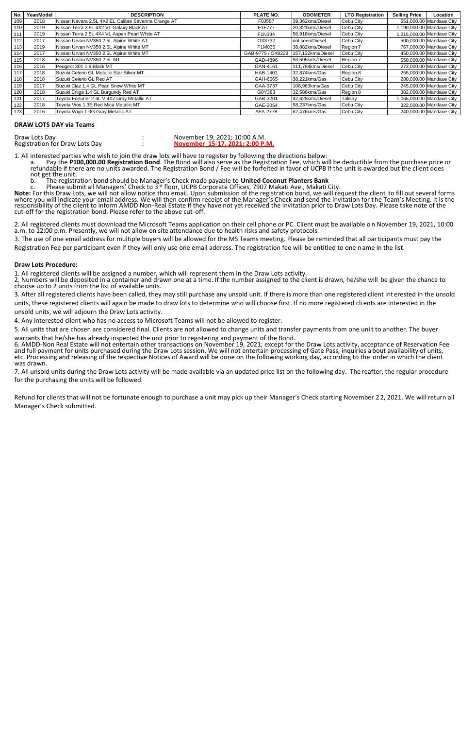| No. | Year/Model | DESCRIPTION | PLATE NO. | ODOMETER | LTO Registration | Selling Price | Location |
|---|---|---|---|---|---|---|---|
| 109 | 2018 | Nissan Navara 2.5L 4X2 EL Calibre Savanna Orange AT | F0J557 | 39,362kms/Diesel | Cebu City | 651,000.00 | Mandaue City |
| 110 | 2019 | Nissan Terra 2.5L 4X2 VL Galaxy Black AT | F1F777 | 20,321kms/Diesel | Cebu City | 1,190,000.00 | Mandaue City |
| 111 | 2019 | Nissan Terra 2.5L 4X4 VL Aspen Pearl White AT | F1N394 | 56,918kms/Diesel | Cebu City | 1,215,000.00 | Mandaue City |
| 112 | 2017 | Nissan Urvan NV350 2.5L Alpine White AT | OX3732 | not seen/Diesel | Cebu City | 500,000.00 | Mandaue City |
| 113 | 2019 | Nissan Urvan NV350 2.5L Alpine White MT | F1M035 | 38,882kms/Diesel | Region 7 | 767,000.00 | Mandaue City |
| 114 | 2017 | Nissan Urvan NV350 2.5L Alpine White MT | GAB-9775 / OX9228 | 157,132kms/Diesel | Cebu City | 450,000.00 | Mandaue City |
| 115 | 2018 | Nissan Urvan NV350 2.5L MT | GAD-4896 | 93,595kms/Diesel | Region 7 | 550,000.00 | Mandaue City |
| 116 | 2016 | Peugeot 301 1.6 Black MT | GAN-4161 | 111,784kms/Diesel | Cebu City | 273,000.00 | Mandaue City |
| 117 | 2018 | Suzuki Celerio GL Metallic Star Silver MT | HAB-1401 | 32,874kms/Gas | Region 8 | 255,000.00 | Mandaue City |
| 118 | 2018 | Suzuki Celerio GL Red AT | GAH-6665 | 38,221kms/Gas | Cebu City | 280,000.00 | Mandaue City |
| 119 | 2017 | Suzuki Ciaz 1.4 GL Pearl Snow White MT | GAA-3737 | 108,983kms/Gas | Cebu City | 245,000.00 | Mandaue City |
| 120 | 2018 | Suzuki Ertiga 1.4 GL Burgundy Red AT | G0Y383 | 32,586kms/Gas | Region 8 | 382,000.00 | Mandaue City |
| 121 | 2017 | Toyota Fortuner 2.4L V 4X2 Gray Metallic AT | GAB-3201 | 42,628kms/Diesel | Talisay | 1,065,000.00 | Mandaue City |
| 122 | 2018 | Toyota Vios 1.3E Red Mica Metallic MT | GAE-2054 | 58,237kms/Gas | Cebu City | 322,000.00 | Mandaue City |
| 123 | 2016 | Toyota Wigo 1.0G Gray Metallic AT | AFA-2778 | 62,476kms/Gas | Cebu City | 240,000.00 | Mandaue City |

## DRAW LOTS DAY via Teams

Draw Lots Day : November 19, 2021; 10:00 A.M.
Registration for Draw Lots Day : **November 15-17, 2021; 2:00 P.M.**

1. All interested parties who wish to join the draw lots will have to register by following the directions below:
   a. Pay the **P100,000.00 Registration Bond**. The Bond will also serve as the Registration Fee, which will be deductible from the purchase price or refundable if there are no units awarded. The Registration Bond / Fee will be forfeited in favor of UCPB if the unit is awarded but the client does not get the unit.
   b. The registration bond should be Manager's Check made payable to **United Coconut Planters Bank**
   c. Please submit all Managers' Check to 3rd floor, UCPB Corporate Offices, 7907 Makati Ave., Makati City.

**Note:** For this Draw Lots, we will not allow notice thru email. Upon submission of the registration bond, we will request the client to fill out several forms where you will indicate your email address. We will then confirm receipt of the Manager's Check and send the invitation for the Team's Meeting. It is the responsibility of the client to inform AMDD Non-Real Estate if they have not yet received the invitation prior to Draw Lots Day. Please take note of the cut-off for the registration bond. Please refer to the above cut-off.

2. All registered clients must download the Microsoft Teams application on their cell phone or PC. Client must be available on November 19, 2021, 10:00 a.m. to 12:00 p.m. Presently, we will not allow on site attendance due to health risks and safety protocols.

3. The use of one email address for multiple buyers will be allowed for the MS Teams meeting. Please be reminded that all participants must pay the Registration Fee per participant even if they will only use one email address. The registration fee will be entitled to one name in the list.

**Draw Lots Procedure:**

1. All registered clients will be assigned a number, which will represent them in the Draw Lots activity.
2. Numbers will be deposited in a container and drawn one at a time. If the number assigned to the client is drawn, he/she will be given the chance to choose up to 2 units from the list of available units.
3. After all registered clients have been called, they may still purchase any unsold unit. If there is more than one registered client interested in the unsold units, these registered clients will again be made to draw lots to determine who will choose first. If no more registered clients are interested in the unsold units, we will adjourn the Draw Lots activity.
4. Any interested client who has no access to Microsoft Teams will not be allowed to register.
5. All units that are chosen are considered final. Clients are not allowed to change units and transfer payments from one unit to another. The buyer warrants that he/she has already inspected the unit prior to registering and payment of the Bond.
6. AMDD-Non Real Estate will not entertain other transactions on November 19, 2021; except for the Draw Lots activity, acceptance of Reservation Fee and full payment for units purchased during the Draw Lots session. We will not entertain processing of Gate Pass, inquiries about availability of units, etc. Processing and releasing of the respective Notices of Award will be done on the following working day, according to the order in which the client was drawn.
7. All unsold units during the Draw Lots activity will be made available via an updated price list on the following day. Thereafter, the regular procedure for the purchasing the units will be followed.

Refund for clients that will not be fortunate enough to purchase a unit may pick up their Manager's Check starting November 22, 2021. We will return all Manager's Check submitted.